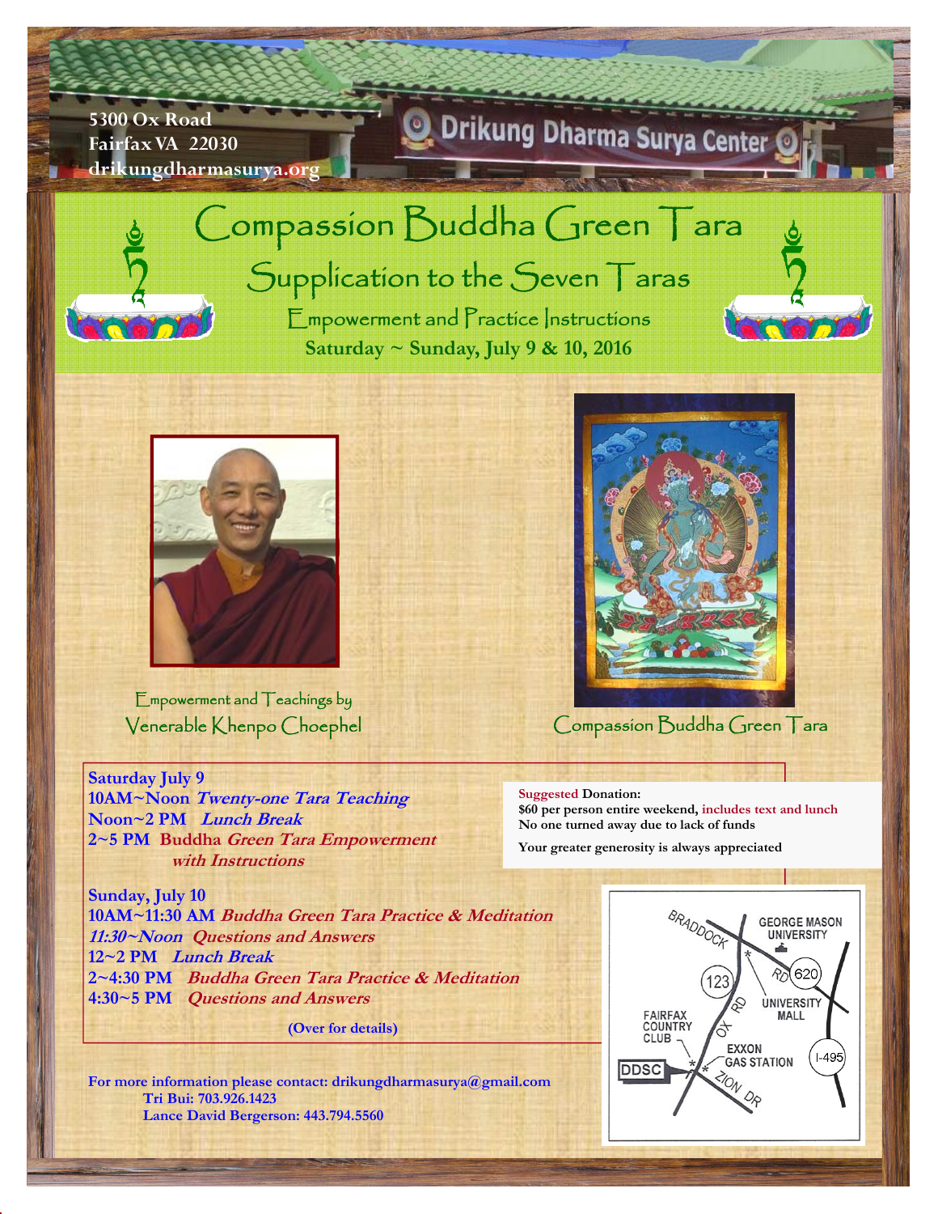5300 Ox Road
Fairfax VA 22030
drikungdharmasurya.org

Drikung Dharma Surya Center

# Compassion Buddha Green Tara

## Supplication to the Seven Taras

### Empowerment and Practice Instructions

**Saturday ~ Sunday, July 9 & 10, 2016**

Empowerment and Teachings by
Venerable Khenpo Choephel

Compassion Buddha Green Tara

**Saturday July 9**
**10AM~Noon** ***Twenty-one Tara Teaching***
**Noon~2 PM** ***Lunch Break***
**2~5 PM** **Buddha *Green Tara Empowerment with Instructions***

**Sunday, July 10**
**10AM~11:30 AM** ***Buddha Green Tara Practice & Meditation***
***11:30~Noon*** ***Questions and Answers***
**12~2 PM** ***Lunch Break***
**2~4:30 PM** ***Buddha Green Tara Practice & Meditation***
**4:30~5 PM** ***Questions and Answers***

**(Over for details)**

**Suggested Donation:**
**$60 per person entire weekend, includes text and lunch**
**No one turned away due to lack of funds**

**Your greater generosity is always appreciated**

BRADDOCK RD, GEORGE MASON UNIVERSITY, 620, 123, OX RD, UNIVERSITY MALL, FAIRFAX COUNTRY CLUB, EXXON GAS STATION, I-495, DDSC, ZION DR

**For more information please contact: drikungdharmasurya@gmail.com**
**Tri Bui: 703.926.1423**
**Lance David Bergerson: 443.794.5560**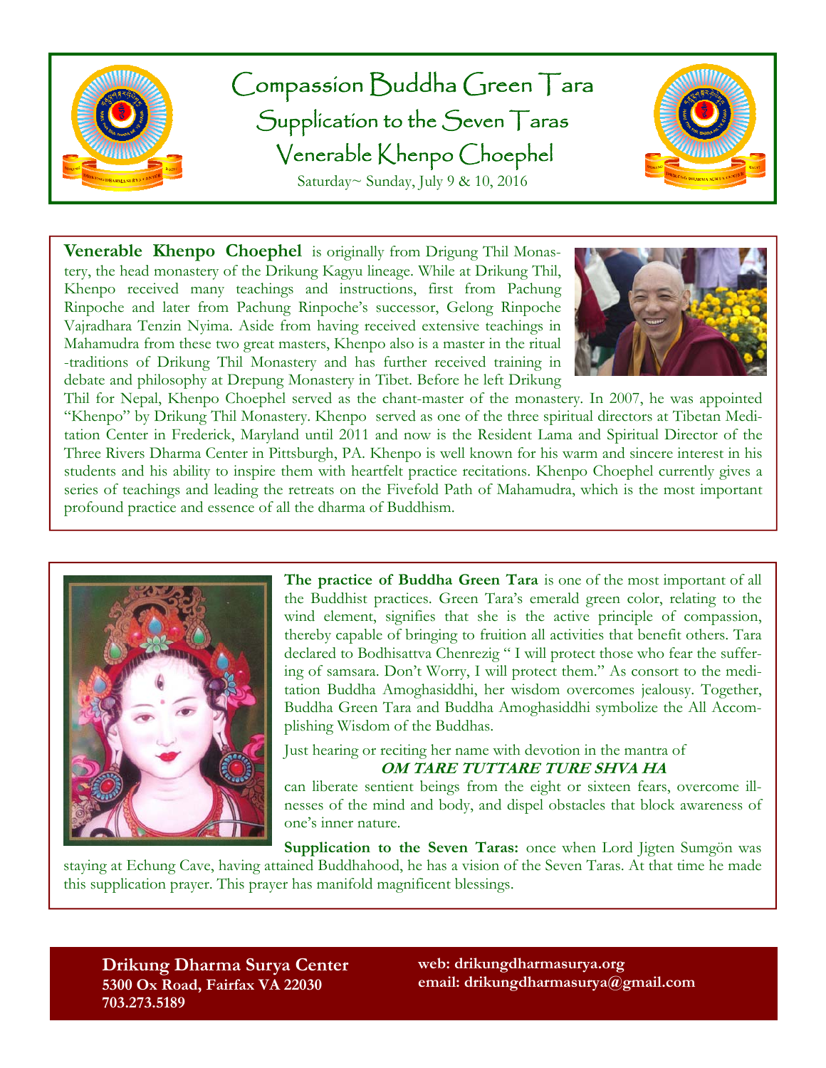# Compassion Buddha Green Tara

## Supplication to the Seven Taras

## Venerable Khenpo Choephel

Saturday~ Sunday, July 9 & 10, 2016

**Venerable Khenpo Choephel** is originally from Drigung Thil Monastery, the head monastery of the Drikung Kagyu lineage. While at Drikung Thil, Khenpo received many teachings and instructions, first from Pachung Rinpoche and later from Pachung Rinpoche's successor, Gelong Rinpoche Vajradhara Tenzin Nyima. Aside from having received extensive teachings in Mahamudra from these two great masters, Khenpo also is a master in the ritual-traditions of Drikung Thil Monastery and has further received training in debate and philosophy at Drepung Monastery in Tibet. Before he left Drikung Thil for Nepal, Khenpo Choephel served as the chant-master of the monastery. In 2007, he was appointed "Khenpo" by Drikung Thil Monastery. Khenpo served as one of the three spiritual directors at Tibetan Meditation Center in Frederick, Maryland until 2011 and now is the Resident Lama and Spiritual Director of the Three Rivers Dharma Center in Pittsburgh, PA. Khenpo is well known for his warm and sincere interest in his students and his ability to inspire them with heartfelt practice recitations. Khenpo Choephel currently gives a series of teachings and leading the retreats on the Fivefold Path of Mahamudra, which is the most important profound practice and essence of all the dharma of Buddhism.

**The practice of Buddha Green Tara** is one of the most important of all the Buddhist practices. Green Tara's emerald green color, relating to the wind element, signifies that she is the active principle of compassion, thereby capable of bringing to fruition all activities that benefit others. Tara declared to Bodhisattva Chenrezig " I will protect those who fear the suffering of samsara. Don't Worry, I will protect them." As consort to the meditation Buddha Amoghasiddhi, her wisdom overcomes jealousy. Together, Buddha Green Tara and Buddha Amoghasiddhi symbolize the All Accomplishing Wisdom of the Buddhas.

Just hearing or reciting her name with devotion in the mantra of

***OM TARE TUTTARE TURE SHVA HA***

can liberate sentient beings from the eight or sixteen fears, overcome illnesses of the mind and body, and dispel obstacles that block awareness of one's inner nature.

**Supplication to the Seven Taras:** once when Lord Jigten Sumgön was staying at Echung Cave, having attained Buddhahood, he has a vision of the Seven Taras. At that time he made this supplication prayer. This prayer has manifold magnificent blessings.

**Drikung Dharma Surya Center**
**5300 Ox Road, Fairfax VA 22030**
**703.273.5189**

**web: drikungdharmasurya.org**
**email: drikungdharmasurya@gmail.com**